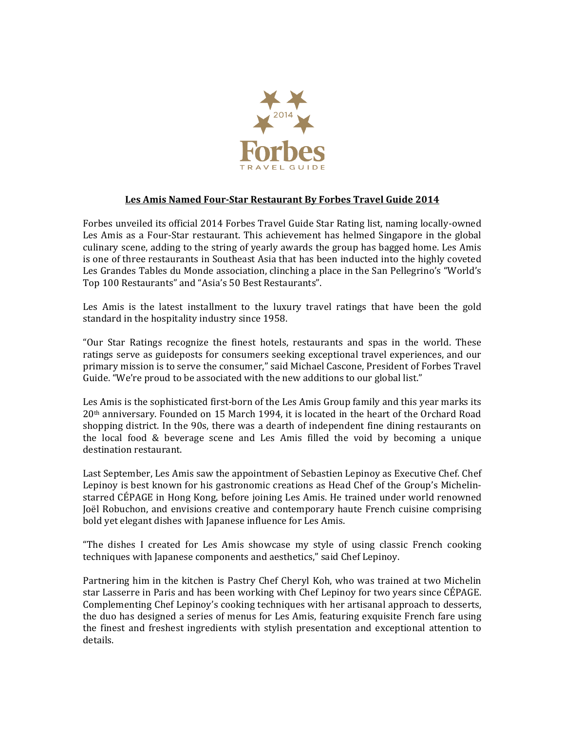# Les Amis Named Four-Star Restaurant By Forbes Travel Guide 2014

Forbes unveiled its official 2014 Forbes Travel Guide Star Rating list, naming locally-owned Les Amis as a Four-Star restaurant. This achievement has helmed Singapore in the global culinary scene, adding to the string of yearly awards the group has bagged home. Les Amis is one of three restaurants in Southeast Asia that has been inducted into the highly coveted Les Grandes Tables du Monde association, clinching a place in the San Pellegrino's "World's Top 100 Restaurants" and "Asia's 50 Best Restaurants".

Les Amis is the latest installment to the luxury travel ratings that have been the gold standard in the hospitality industry since 1958.

"Our Star Ratings recognize the finest hotels, restaurants and spas in the world. These ratings serve as guideposts for consumers seeking exceptional travel experiences, and our primary mission is to serve the consumer," said Michael Cascone, President of Forbes Travel Guide. "We're proud to be associated with the new additions to our global list."

Les Amis is the sophisticated first-born of the Les Amis Group family and this year marks its 20th anniversary. Founded on 15 March 1994, it is located in the heart of the Orchard Road shopping district. In the 90s, there was a dearth of independent fine dining restaurants on the local food & beverage scene and Les Amis filled the void by becoming a unique destination restaurant.

Last September, Les Amis saw the appointment of Sebastien Lepinoy as Executive Chef. Chef Lepinoy is best known for his gastronomic creations as Head Chef of the Group's Michelin-starred CÉPAGE in Hong Kong, before joining Les Amis. He trained under world renowned Joël Robuchon, and envisions creative and contemporary haute French cuisine comprising bold yet elegant dishes with Japanese influence for Les Amis.

"The dishes I created for Les Amis showcase my style of using classic French cooking techniques with Japanese components and aesthetics," said Chef Lepinoy.

Partnering him in the kitchen is Pastry Chef Cheryl Koh, who was trained at two Michelin star Lasserre in Paris and has been working with Chef Lepinoy for two years since CÉPAGE. Complementing Chef Lepinoy's cooking techniques with her artisanal approach to desserts, the duo has designed a series of menus for Les Amis, featuring exquisite French fare using the finest and freshest ingredients with stylish presentation and exceptional attention to details.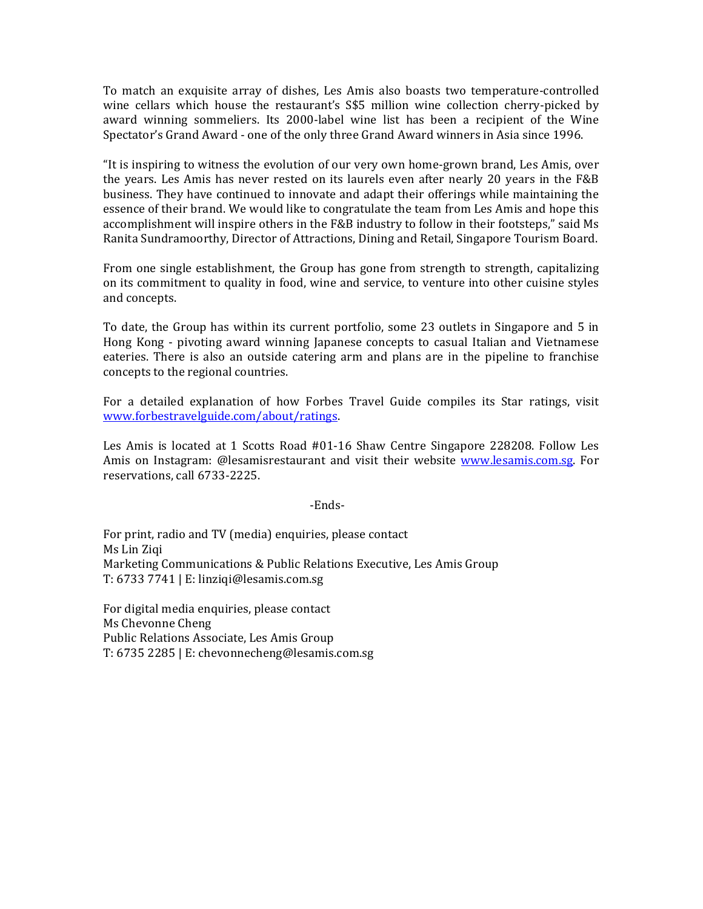To match an exquisite array of dishes, Les Amis also boasts two temperature-controlled wine cellars which house the restaurant's S$5 million wine collection cherry-picked by award winning sommeliers. Its 2000-label wine list has been a recipient of the Wine Spectator's Grand Award - one of the only three Grand Award winners in Asia since 1996.

"It is inspiring to witness the evolution of our very own home-grown brand, Les Amis, over the years. Les Amis has never rested on its laurels even after nearly 20 years in the F&B business. They have continued to innovate and adapt their offerings while maintaining the essence of their brand. We would like to congratulate the team from Les Amis and hope this accomplishment will inspire others in the F&B industry to follow in their footsteps," said Ms Ranita Sundramoorthy, Director of Attractions, Dining and Retail, Singapore Tourism Board.

From one single establishment, the Group has gone from strength to strength, capitalizing on its commitment to quality in food, wine and service, to venture into other cuisine styles and concepts.

To date, the Group has within its current portfolio, some 23 outlets in Singapore and 5 in Hong Kong - pivoting award winning Japanese concepts to casual Italian and Vietnamese eateries. There is also an outside catering arm and plans are in the pipeline to franchise concepts to the regional countries.

For a detailed explanation of how Forbes Travel Guide compiles its Star ratings, visit www.forbestravelguide.com/about/ratings.

Les Amis is located at 1 Scotts Road #01-16 Shaw Centre Singapore 228208. Follow Les Amis on Instagram: @lesamisrestaurant and visit their website www.lesamis.com.sg. For reservations, call 6733-2225.

-Ends-

For print, radio and TV (media) enquiries, please contact
Ms Lin Ziqi
Marketing Communications & Public Relations Executive, Les Amis Group
T: 6733 7741 | E: linziqi@lesamis.com.sg

For digital media enquiries, please contact
Ms Chevonne Cheng
Public Relations Associate, Les Amis Group
T: 6735 2285 | E: chevonnecheng@lesamis.com.sg